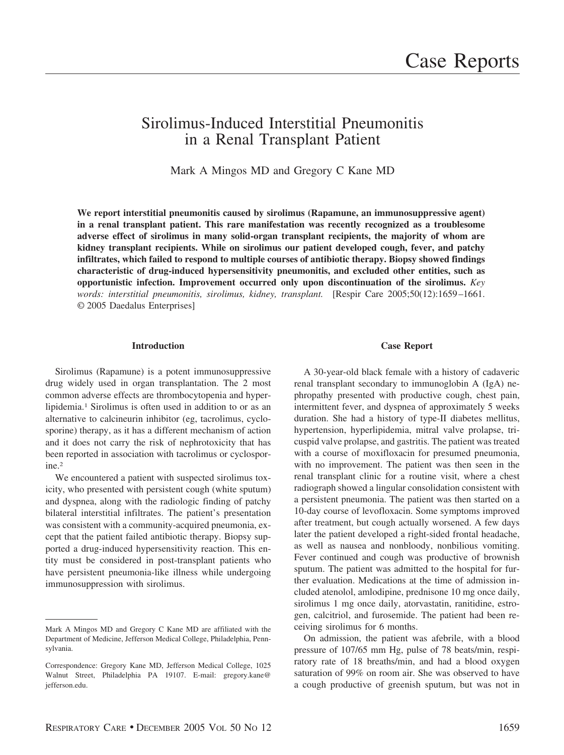# Case Reports

## Sirolimus-Induced Interstitial Pneumonitis in a Renal Transplant Patient

Mark A Mingos MD and Gregory C Kane MD

**We report interstitial pneumonitis caused by sirolimus (Rapamune, an immunosuppressive agent) in a renal transplant patient. This rare manifestation was recently recognized as a troublesome adverse effect of sirolimus in many solid-organ transplant recipients, the majority of whom are kidney transplant recipients. While on sirolimus our patient developed cough, fever, and patchy infiltrates, which failed to respond to multiple courses of antibiotic therapy. Biopsy showed findings characteristic of drug-induced hypersensitivity pneumonitis, and excluded other entities, such as opportunistic infection. Improvement occurred only upon discontinuation of the sirolimus.** *Key words: interstitial pneumonitis, sirolimus, kidney, transplant.* [Respir Care 2005;50(12):1659–1661. © 2005 Daedalus Enterprises]

### Introduction

Sirolimus (Rapamune) is a potent immunosuppressive drug widely used in organ transplantation. The 2 most common adverse effects are thrombocytopenia and hyperlipidemia.[1] Sirolimus is often used in addition to or as an alternative to calcineurin inhibitor (eg, tacrolimus, cyclosporine) therapy, as it has a different mechanism of action and it does not carry the risk of nephrotoxicity that has been reported in association with tacrolimus or cyclosporine.[2]

We encountered a patient with suspected sirolimus toxicity, who presented with persistent cough (white sputum) and dyspnea, along with the radiologic finding of patchy bilateral interstitial infiltrates. The patient's presentation was consistent with a community-acquired pneumonia, except that the patient failed antibiotic therapy. Biopsy supported a drug-induced hypersensitivity reaction. This entity must be considered in post-transplant patients who have persistent pneumonia-like illness while undergoing immunosuppression with sirolimus.

Mark A Mingos MD and Gregory C Kane MD are affiliated with the Department of Medicine, Jefferson Medical College, Philadelphia, Pennsylvania.

Correspondence: Gregory Kane MD, Jefferson Medical College, 1025 Walnut Street, Philadelphia PA 19107. E-mail: gregory.kane@jefferson.edu.

### Case Report

A 30-year-old black female with a history of cadaveric renal transplant secondary to immunoglobin A (IgA) nephropathy presented with productive cough, chest pain, intermittent fever, and dyspnea of approximately 5 weeks duration. She had a history of type-II diabetes mellitus, hypertension, hyperlipidemia, mitral valve prolapse, tricuspid valve prolapse, and gastritis. The patient was treated with a course of moxifloxacin for presumed pneumonia, with no improvement. The patient was then seen in the renal transplant clinic for a routine visit, where a chest radiograph showed a lingular consolidation consistent with a persistent pneumonia. The patient was then started on a 10-day course of levofloxacin. Some symptoms improved after treatment, but cough actually worsened. A few days later the patient developed a right-sided frontal headache, as well as nausea and nonbloody, nonbilious vomiting. Fever continued and cough was productive of brownish sputum. The patient was admitted to the hospital for further evaluation. Medications at the time of admission included atenolol, amlodipine, prednisone 10 mg once daily, sirolimus 1 mg once daily, atorvastatin, ranitidine, estrogen, calcitriol, and furosemide. The patient had been receiving sirolimus for 6 months.

On admission, the patient was afebrile, with a blood pressure of 107/65 mm Hg, pulse of 78 beats/min, respiratory rate of 18 breaths/min, and had a blood oxygen saturation of 99% on room air. She was observed to have a cough productive of greenish sputum, but was not in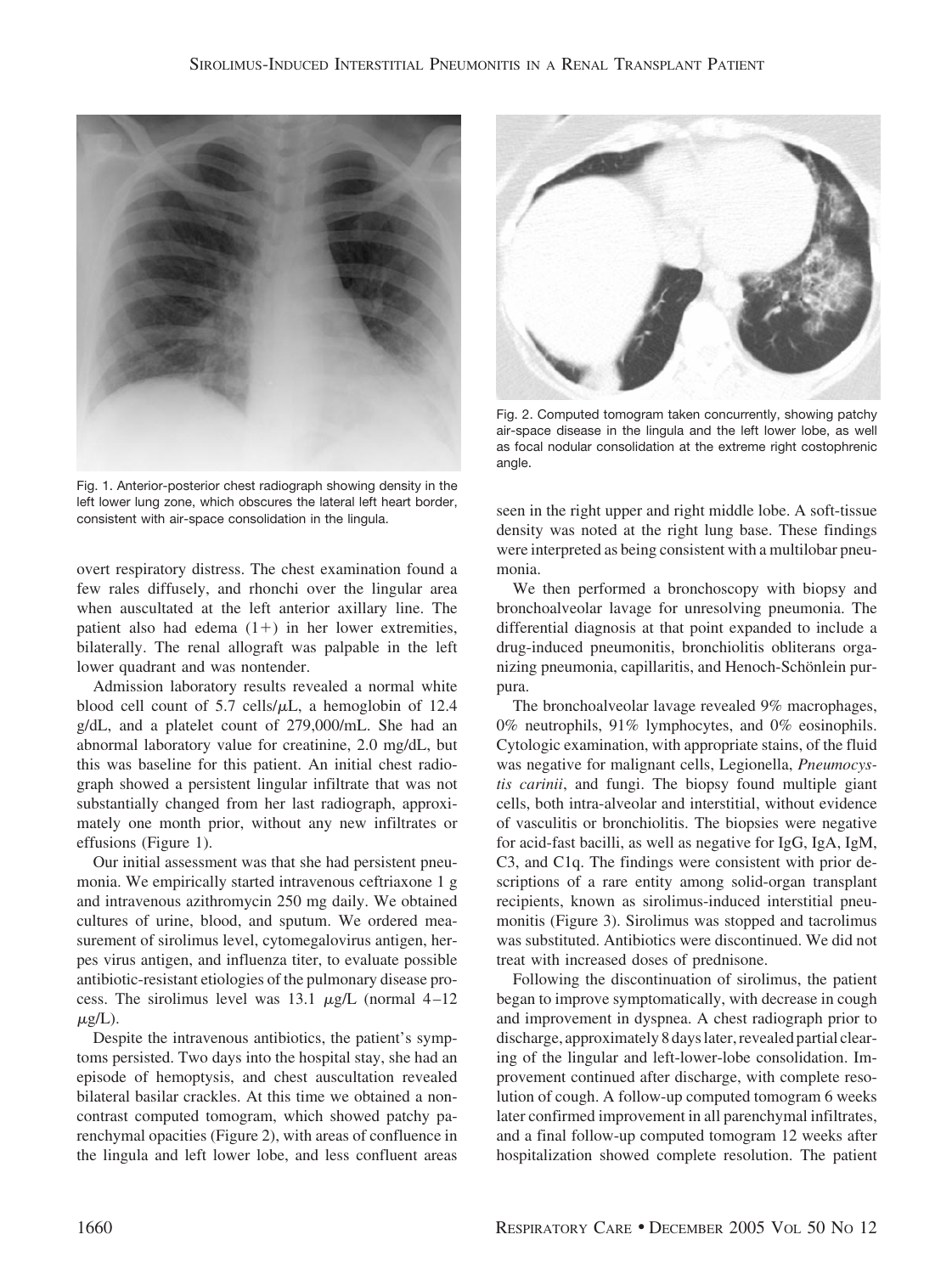Fig. 1. Anterior-posterior chest radiograph showing density in the left lower lung zone, which obscures the lateral left heart border, consistent with air-space consolidation in the lingula.

Fig. 2. Computed tomogram taken concurrently, showing patchy air-space disease in the lingula and the left lower lobe, as well as focal nodular consolidation at the extreme right costophrenic angle.

overt respiratory distress. The chest examination found a few rales diffusely, and rhonchi over the lingular area when auscultated at the left anterior axillary line. The patient also had edema (1+) in her lower extremities, bilaterally. The renal allograft was palpable in the left lower quadrant and was nontender.

Admission laboratory results revealed a normal white blood cell count of 5.7 cells/$\mu$L, a hemoglobin of 12.4 g/dL, and a platelet count of 279,000/mL. She had an abnormal laboratory value for creatinine, 2.0 mg/dL, but this was baseline for this patient. An initial chest radiograph showed a persistent lingular infiltrate that was not substantially changed from her last radiograph, approximately one month prior, without any new infiltrates or effusions (Figure 1).

Our initial assessment was that she had persistent pneumonia. We empirically started intravenous ceftriaxone 1 g and intravenous azithromycin 250 mg daily. We obtained cultures of urine, blood, and sputum. We ordered measurement of sirolimus level, cytomegalovirus antigen, herpes virus antigen, and influenza titer, to evaluate possible antibiotic-resistant etiologies of the pulmonary disease process. The sirolimus level was 13.1 $\mu$g/L (normal 4–12 $\mu$g/L).

Despite the intravenous antibiotics, the patient's symptoms persisted. Two days into the hospital stay, she had an episode of hemoptysis, and chest auscultation revealed bilateral basilar crackles. At this time we obtained a noncontrast computed tomogram, which showed patchy parenchymal opacities (Figure 2), with areas of confluence in the lingula and left lower lobe, and less confluent areas seen in the right upper and right middle lobe. A soft-tissue density was noted at the right lung base. These findings were interpreted as being consistent with a multilobar pneumonia.

We then performed a bronchoscopy with biopsy and bronchoalveolar lavage for unresolving pneumonia. The differential diagnosis at that point expanded to include a drug-induced pneumonitis, bronchiolitis obliterans organizing pneumonia, capillaritis, and Henoch-Schönlein purpura.

The bronchoalveolar lavage revealed 9% macrophages, 0% neutrophils, 91% lymphocytes, and 0% eosinophils. Cytologic examination, with appropriate stains, of the fluid was negative for malignant cells, Legionella, *Pneumocystis carinii*, and fungi. The biopsy found multiple giant cells, both intra-alveolar and interstitial, without evidence of vasculitis or bronchiolitis. The biopsies were negative for acid-fast bacilli, as well as negative for IgG, IgA, IgM, C3, and C1q. The findings were consistent with prior descriptions of a rare entity among solid-organ transplant recipients, known as sirolimus-induced interstitial pneumonitis (Figure 3). Sirolimus was stopped and tacrolimus was substituted. Antibiotics were discontinued. We did not treat with increased doses of prednisone.

Following the discontinuation of sirolimus, the patient began to improve symptomatically, with decrease in cough and improvement in dyspnea. A chest radiograph prior to discharge, approximately 8 days later, revealed partial clearing of the lingular and left-lower-lobe consolidation. Improvement continued after discharge, with complete resolution of cough. A follow-up computed tomogram 6 weeks later confirmed improvement in all parenchymal infiltrates, and a final follow-up computed tomogram 12 weeks after hospitalization showed complete resolution. The patient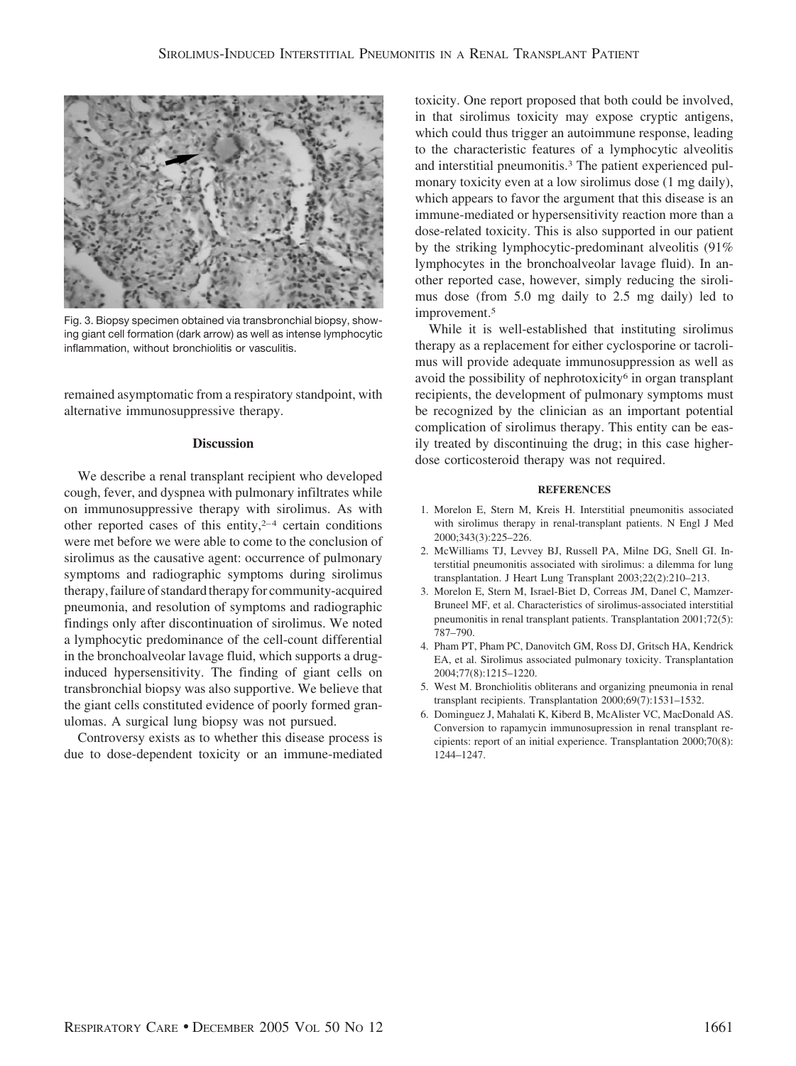Fig. 3. Biopsy specimen obtained via transbronchial biopsy, showing giant cell formation (dark arrow) as well as intense lymphocytic inflammation, without bronchiolitis or vasculitis.

remained asymptomatic from a respiratory standpoint, with alternative immunosuppressive therapy.

## Discussion

We describe a renal transplant recipient who developed cough, fever, and dyspnea with pulmonary infiltrates while on immunosuppressive therapy with sirolimus. As with other reported cases of this entity,[2–4] certain conditions were met before we were able to come to the conclusion of sirolimus as the causative agent: occurrence of pulmonary symptoms and radiographic symptoms during sirolimus therapy, failure of standard therapy for community-acquired pneumonia, and resolution of symptoms and radiographic findings only after discontinuation of sirolimus. We noted a lymphocytic predominance of the cell-count differential in the bronchoalveolar lavage fluid, which supports a drug-induced hypersensitivity. The finding of giant cells on transbronchial biopsy was also supportive. We believe that the giant cells constituted evidence of poorly formed granulomas. A surgical lung biopsy was not pursued.

Controversy exists as to whether this disease process is due to dose-dependent toxicity or an immune-mediated toxicity. One report proposed that both could be involved, in that sirolimus toxicity may expose cryptic antigens, which could thus trigger an autoimmune response, leading to the characteristic features of a lymphocytic alveolitis and interstitial pneumonitis.[3] The patient experienced pulmonary toxicity even at a low sirolimus dose (1 mg daily), which appears to favor the argument that this disease is an immune-mediated or hypersensitivity reaction more than a dose-related toxicity. This is also supported in our patient by the striking lymphocytic-predominant alveolitis (91% lymphocytes in the bronchoalveolar lavage fluid). In another reported case, however, simply reducing the sirolimus dose (from 5.0 mg daily to 2.5 mg daily) led to improvement.[5]

While it is well-established that instituting sirolimus therapy as a replacement for either cyclosporine or tacrolimus will provide adequate immunosuppression as well as avoid the possibility of nephrotoxicity[6] in organ transplant recipients, the development of pulmonary symptoms must be recognized by the clinician as an important potential complication of sirolimus therapy. This entity can be easily treated by discontinuing the drug; in this case higher-dose corticosteroid therapy was not required.

## REFERENCES

1. Morelon E, Stern M, Kreis H. Interstitial pneumonitis associated with sirolimus therapy in renal-transplant patients. N Engl J Med 2000;343(3):225–226.
2. McWilliams TJ, Levvey BJ, Russell PA, Milne DG, Snell GI. Interstitial pneumonitis associated with sirolimus: a dilemma for lung transplantation. J Heart Lung Transplant 2003;22(2):210–213.
3. Morelon E, Stern M, Israel-Biet D, Correas JM, Danel C, Mamzer-Bruneel MF, et al. Characteristics of sirolimus-associated interstitial pneumonitis in renal transplant patients. Transplantation 2001;72(5): 787–790.
4. Pham PT, Pham PC, Danovitch GM, Ross DJ, Gritsch HA, Kendrick EA, et al. Sirolimus associated pulmonary toxicity. Transplantation 2004;77(8):1215–1220.
5. West M. Bronchiolitis obliterans and organizing pneumonia in renal transplant recipients. Transplantation 2000;69(7):1531–1532.
6. Dominguez J, Mahalati K, Kiberd B, McAlister VC, MacDonald AS. Conversion to rapamycin immunosupression in renal transplant recipients: report of an initial experience. Transplantation 2000;70(8): 1244–1247.